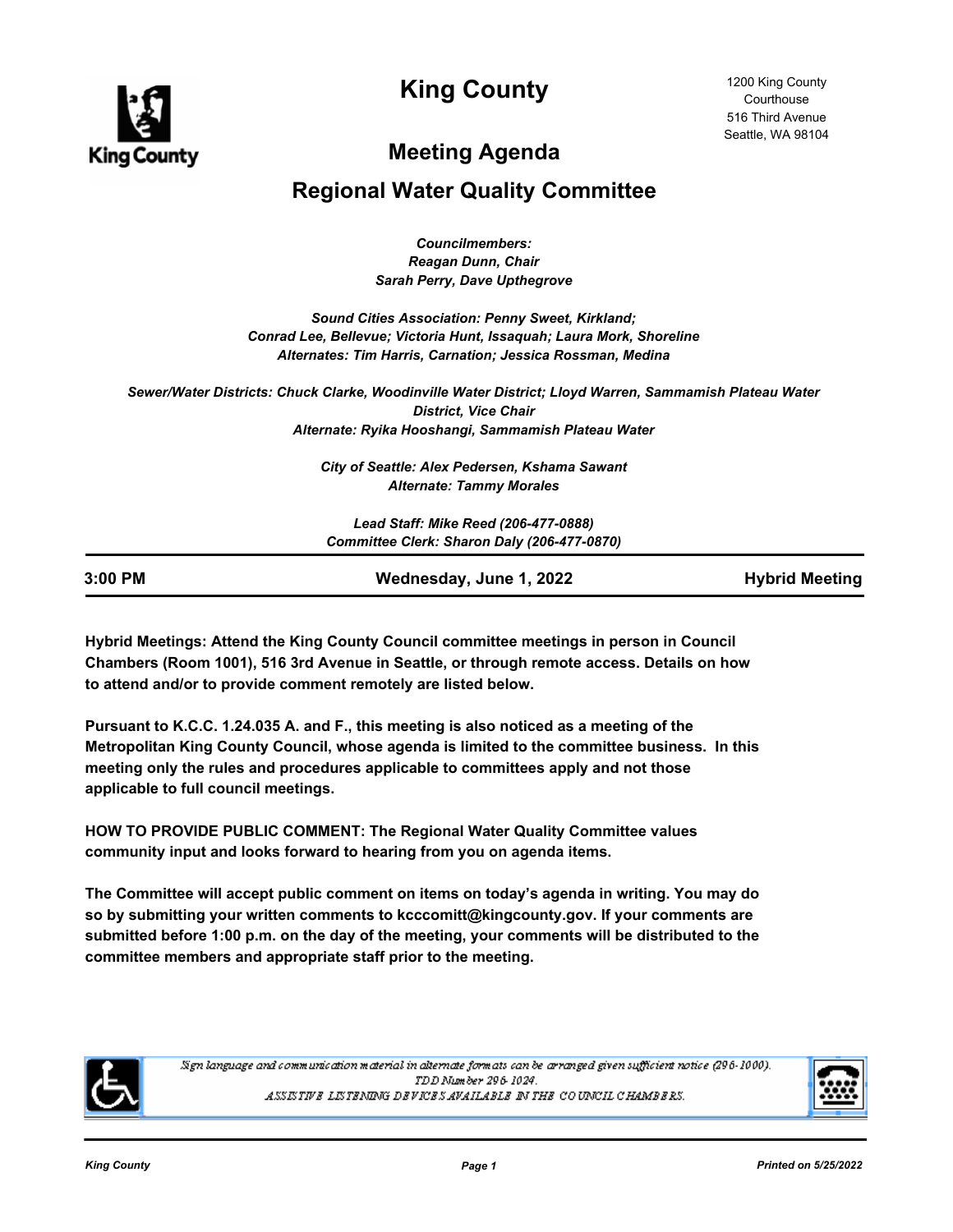# King County

1200 King County
Courthouse
516 Third Avenue
Seattle, WA 98104

## Meeting Agenda

## Regional Water Quality Committee

*Councilmembers:*
*Reagan Dunn, Chair*
*Sarah Perry, Dave Upthegrove*

*Sound Cities Association: Penny Sweet, Kirkland;*
*Conrad Lee, Bellevue; Victoria Hunt, Issaquah; Laura Mork, Shoreline*
*Alternates: Tim Harris, Carnation; Jessica Rossman, Medina*

*Sewer/Water Districts: Chuck Clarke, Woodinville Water District; Lloyd Warren, Sammamish Plateau Water District, Vice Chair*
*Alternate: Ryika Hooshangi, Sammamish Plateau Water*

*City of Seattle: Alex Pedersen, Kshama Sawant*
*Alternate: Tammy Morales*

*Lead Staff: Mike Reed (206-477-0888)*
*Committee Clerk: Sharon Daly (206-477-0870)*

| 3:00 PM | Wednesday, June 1, 2022 | Hybrid Meeting |
|---|---|---|

**Hybrid Meetings: Attend the King County Council committee meetings in person in Council Chambers (Room 1001), 516 3rd Avenue in Seattle, or through remote access. Details on how to attend and/or to provide comment remotely are listed below.**

**Pursuant to K.C.C. 1.24.035 A. and F., this meeting is also noticed as a meeting of the Metropolitan King County Council, whose agenda is limited to the committee business. In this meeting only the rules and procedures applicable to committees apply and not those applicable to full council meetings.**

**HOW TO PROVIDE PUBLIC COMMENT: The Regional Water Quality Committee values community input and looks forward to hearing from you on agenda items.**

**The Committee will accept public comment on items on today's agenda in writing. You may do so by submitting your written comments to kcccomitt@kingcounty.gov. If your comments are submitted before 1:00 p.m. on the day of the meeting, your comments will be distributed to the committee members and appropriate staff prior to the meeting.**

*Sign language and communication material in alternate formats can be arranged given sufficient notice (296-1000).*
*TDD Number 296-1024.*
*ASSISTIVE LISTENING DEVICES AVAILABLE IN THE COUNCIL CHAMBERS.*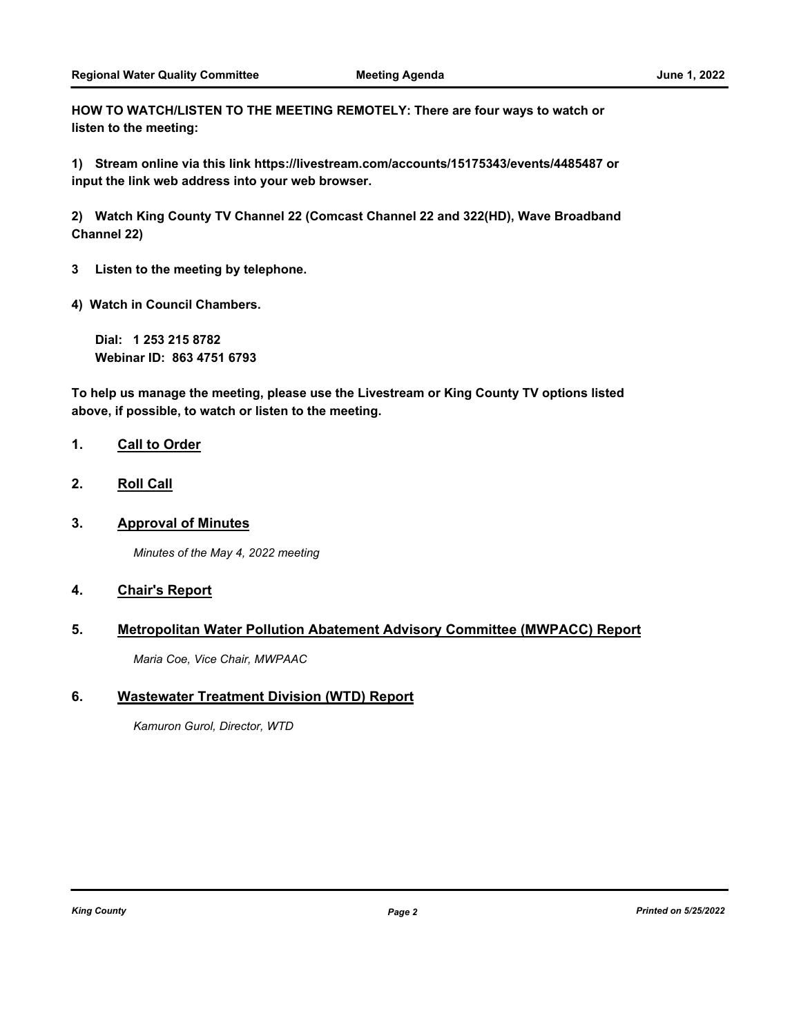**HOW TO WATCH/LISTEN TO THE MEETING REMOTELY: There are four ways to watch or listen to the meeting:**

**1) Stream online via this link https://livestream.com/accounts/15175343/events/4485487 or input the link web address into your web browser.**

**2) Watch King County TV Channel 22 (Comcast Channel 22 and 322(HD), Wave Broadband Channel 22)**

**3 Listen to the meeting by telephone.**

**4) Watch in Council Chambers.**

**Dial: 1 253 215 8782**
**Webinar ID: 863 4751 6793**

**To help us manage the meeting, please use the Livestream or King County TV options listed above, if possible, to watch or listen to the meeting.**

## 1. Call to Order

## 2. Roll Call

## 3. Approval of Minutes

*Minutes of the May 4, 2022 meeting*

## 4. Chair's Report

## 5. Metropolitan Water Pollution Abatement Advisory Committee (MWPACC) Report

*Maria Coe, Vice Chair, MWPAAC*

## 6. Wastewater Treatment Division (WTD) Report

*Kamuron Gurol, Director, WTD*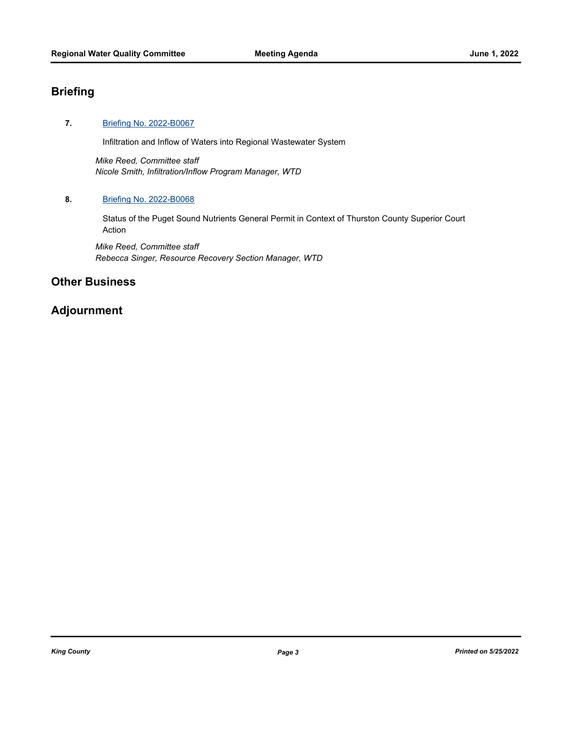## Briefing

**7.** [Briefing No. 2022-B0067]

Infiltration and Inflow of Waters into Regional Wastewater System

*Mike Reed, Committee staff*
*Nicole Smith, Infiltration/Inflow Program Manager, WTD*

**8.** [Briefing No. 2022-B0068]

Status of the Puget Sound Nutrients General Permit in Context of Thurston County Superior Court Action

*Mike Reed, Committee staff*
*Rebecca Singer, Resource Recovery Section Manager, WTD*

## Other Business

## Adjournment